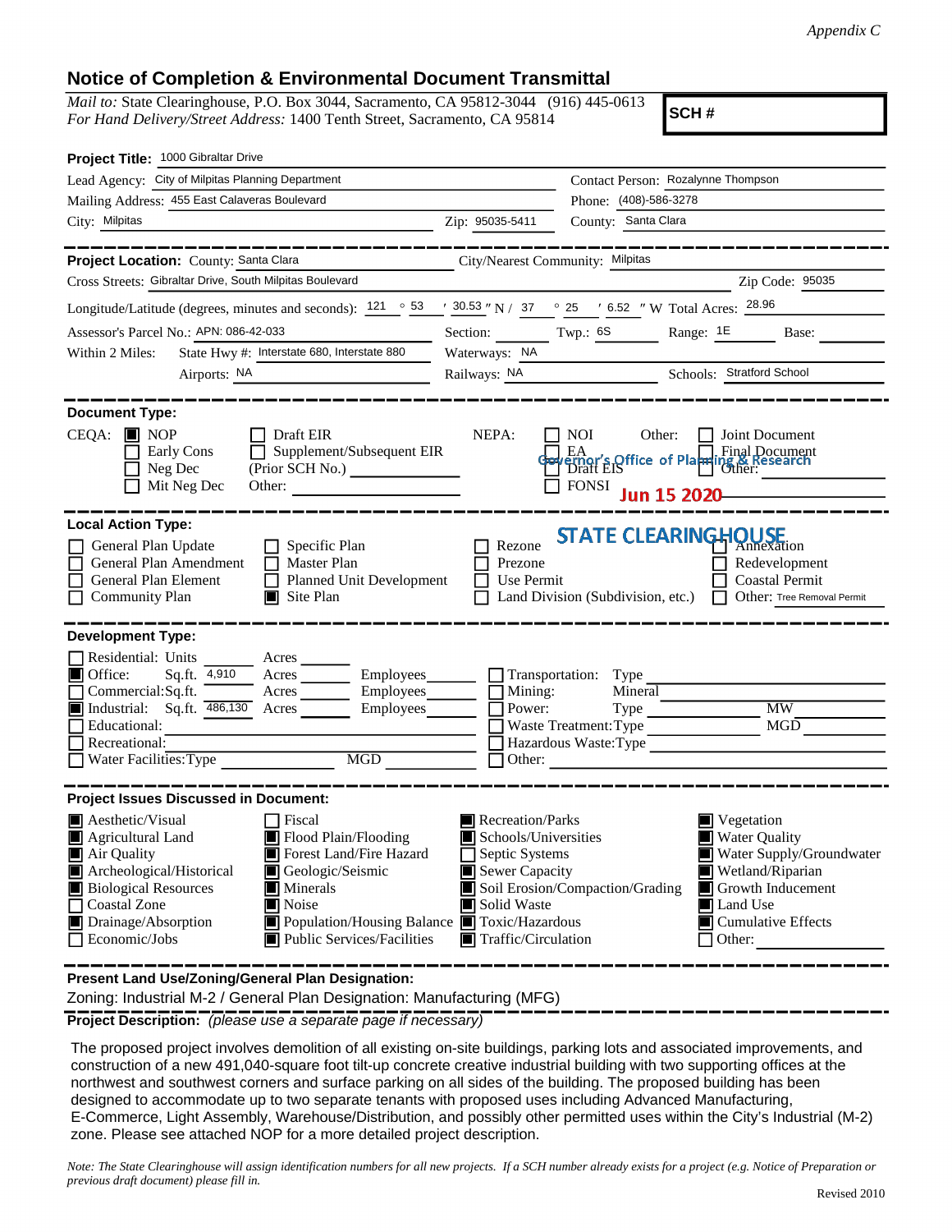*Appendix C*

## Notice of Completion & Environmental Document Transmittal

*Mail to:* State Clearinghouse, P.O. Box 3044, Sacramento, CA 95812-3044 (916) 445-0613
*For Hand Delivery/Street Address:* 1400 Tenth Street, Sacramento, CA 95814

**SCH #**

**Project Title:** 1000 Gibraltar Drive

Lead Agency: City of Milpitas Planning Department
Contact Person: Rozalynne Thompson
Mailing Address: 455 East Calaveras Boulevard
Phone: (408)-586-3278
City: Milpitas
Zip: 95035-5411
County: Santa Clara

---

**Project Location:** County: Santa Clara
City/Nearest Community: Milpitas
Cross Streets: Gibraltar Drive, South Milpitas Boulevard
Zip Code: 95035
Longitude/Latitude (degrees, minutes and seconds): 121 ° 53 ′ 30.53 ″ N / 37 ° 25 ′ 6.52 ″ W Total Acres: 28.96
Assessor's Parcel No.: APN: 086-42-033
Section: ______ Twp.: 6S Range: 1E Base: ______
Within 2 Miles: State Hwy #: Interstate 680, Interstate 880
Waterways: NA
Airports: NA
Railways: NA
Schools: Stratford School

---

**Document Type:**

CEQA: ☒ NOP ☐ Early Cons ☐ Neg Dec ☐ Mit Neg Dec ☐ Draft EIR ☐ Supplement/Subsequent EIR (Prior SCH No.) ______ Other: ______

NEPA: ☐ NOI ☐ EA ☐ Draft EIS ☐ FONSI

Other: ☐ Joint Document ☐ Final Document ☐ Other: ______

Governor's Office of Planning & Research

Jun 15 2020

STATE CLEARINGHOUSE

---

**Local Action Type:**

☐ General Plan Update
☐ General Plan Amendment
☐ General Plan Element
☐ Community Plan
☐ Specific Plan
☐ Master Plan
☐ Planned Unit Development
☒ Site Plan
☐ Rezone
☐ Prezone
☐ Use Permit
☐ Land Division (Subdivision, etc.)
☐ Annexation
☐ Redevelopment
☐ Coastal Permit
☐ Other: Tree Removal Permit

---

**Development Type:**

☐ Residential: Units ______ Acres ______
☒ Office: Sq.ft. 4,910 Acres ______ Employees ______
☐ Commercial: Sq.ft. ______ Acres ______ Employees ______
☒ Industrial: Sq.ft. 486,130 Acres ______ Employees ______
☐ Educational: ______
☐ Recreational: ______
☐ Water Facilities: Type ______ MGD ______
☐ Transportation: Type ______
☐ Mining: Mineral ______
☐ Power: Type ______ MW ______
☐ Waste Treatment: Type ______ MGD ______
☐ Hazardous Waste: Type ______
☐ Other: ______

---

**Project Issues Discussed in Document:**

☒ Aesthetic/Visual
☒ Agricultural Land
☒ Air Quality
☒ Archeological/Historical
☒ Biological Resources
☐ Coastal Zone
☒ Drainage/Absorption
☐ Economic/Jobs
☐ Fiscal
☒ Flood Plain/Flooding
☒ Forest Land/Fire Hazard
☒ Geologic/Seismic
☒ Minerals
☒ Noise
☒ Population/Housing Balance
☒ Public Services/Facilities
☒ Recreation/Parks
☒ Schools/Universities
☐ Septic Systems
☒ Sewer Capacity
☒ Soil Erosion/Compaction/Grading
☒ Solid Waste
☒ Toxic/Hazardous
☒ Traffic/Circulation
☒ Vegetation
☒ Water Quality
☒ Water Supply/Groundwater
☒ Wetland/Riparian
☒ Growth Inducement
☒ Land Use
☒ Cumulative Effects
☐ Other: ______

---

**Present Land Use/Zoning/General Plan Designation:**

Zoning: Industrial M-2 / General Plan Designation: Manufacturing (MFG)

**Project Description:** *(please use a separate page if necessary)*

The proposed project involves demolition of all existing on-site buildings, parking lots and associated improvements, and construction of a new 491,040-square foot tilt-up concrete creative industrial building with two supporting offices at the northwest and southwest corners and surface parking on all sides of the building. The proposed building has been designed to accommodate up to two separate tenants with proposed uses including Advanced Manufacturing, E-Commerce, Light Assembly, Warehouse/Distribution, and possibly other permitted uses within the City's Industrial (M-2) zone. Please see attached NOP for a more detailed project description.

*Note: The State Clearinghouse will assign identification numbers for all new projects. If a SCH number already exists for a project (e.g. Notice of Preparation or previous draft document) please fill in.*

Revised 2010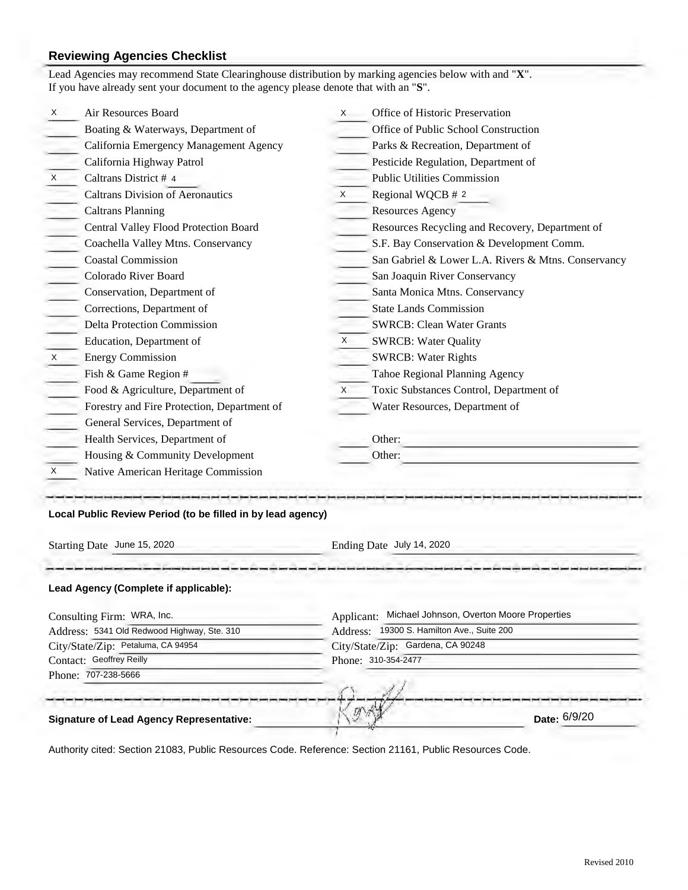## Reviewing Agencies Checklist

Lead Agencies may recommend State Clearinghouse distribution by marking agencies below with and "**X**".
If you have already sent your document to the agency please denote that with an "**S**".

| | | | |
|---|---|---|---|
| X | Air Resources Board | X | Office of Historic Preservation |
| | Boating & Waterways, Department of | | Office of Public School Construction |
| | California Emergency Management Agency | | Parks & Recreation, Department of |
| | California Highway Patrol | | Pesticide Regulation, Department of |
| X | Caltrans District # 4 | | Public Utilities Commission |
| | Caltrans Division of Aeronautics | X | Regional WQCB # 2 |
| | Caltrans Planning | | Resources Agency |
| | Central Valley Flood Protection Board | | Resources Recycling and Recovery, Department of |
| | Coachella Valley Mtns. Conservancy | | S.F. Bay Conservation & Development Comm. |
| | Coastal Commission | | San Gabriel & Lower L.A. Rivers & Mtns. Conservancy |
| | Colorado River Board | | San Joaquin River Conservancy |
| | Conservation, Department of | | Santa Monica Mtns. Conservancy |
| | Corrections, Department of | | State Lands Commission |
| | Delta Protection Commission | | SWRCB: Clean Water Grants |
| | Education, Department of | X | SWRCB: Water Quality |
| X | Energy Commission | | SWRCB: Water Rights |
| | Fish & Game Region # | | Tahoe Regional Planning Agency |
| | Food & Agriculture, Department of | X | Toxic Substances Control, Department of |
| | Forestry and Fire Protection, Department of | | Water Resources, Department of |
| | General Services, Department of | | |
| | Health Services, Department of | | Other: |
| | Housing & Community Development | | Other: |
| X | Native American Heritage Commission | | |

**Local Public Review Period (to be filled in by lead agency)**

Starting Date June 15, 2020

Ending Date July 14, 2020

**Lead Agency (Complete if applicable):**

Consulting Firm: WRA, Inc.
Address: 5341 Old Redwood Highway, Ste. 310
City/State/Zip: Petaluma, CA 94954
Contact: Geoffrey Reilly
Phone: 707-238-5666

Applicant: Michael Johnson, Overton Moore Properties
Address: 19300 S. Hamilton Ave., Suite 200
City/State/Zip: Gardena, CA 90248
Phone: 310-354-2477

**Signature of Lead Agency Representative:** [signature]

**Date:** 6/9/20

Authority cited: Section 21083, Public Resources Code. Reference: Section 21161, Public Resources Code.

Revised 2010